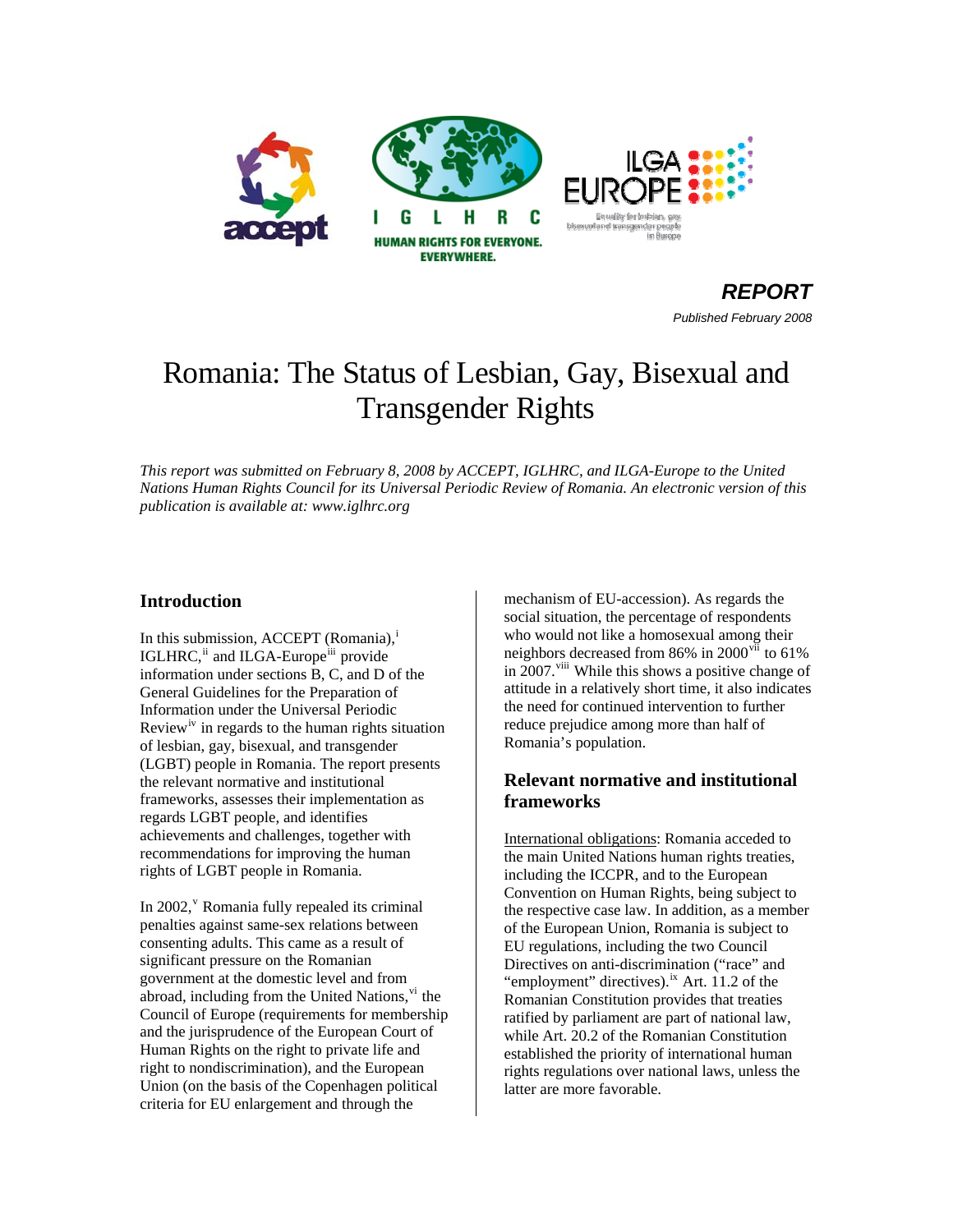accept

IGLHRC — HUMAN RIGHTS FOR EVERYONE. EVERYWHERE.

ILGA EUROPE — Equality for lesbian, gay, bisexual and transgender people in Europe

***REPORT***

*Published February 2008*

# Romania: The Status of Lesbian, Gay, Bisexual and Transgender Rights

*This report was submitted on February 8, 2008 by ACCEPT, IGLHRC, and ILGA-Europe to the United Nations Human Rights Council for its Universal Periodic Review of Romania. An electronic version of this publication is available at: www.iglhrc.org*

## Introduction

In this submission, ACCEPT (Romania),[i] IGLHRC,[ii] and ILGA-Europe[iii] provide information under sections B, C, and D of the General Guidelines for the Preparation of Information under the Universal Periodic Review[iv] in regards to the human rights situation of lesbian, gay, bisexual, and transgender (LGBT) people in Romania. The report presents the relevant normative and institutional frameworks, assesses their implementation as regards LGBT people, and identifies achievements and challenges, together with recommendations for improving the human rights of LGBT people in Romania.

In 2002,[v] Romania fully repealed its criminal penalties against same-sex relations between consenting adults. This came as a result of significant pressure on the Romanian government at the domestic level and from abroad,[vi] including from the United Nations, the Council of Europe (requirements for membership and the jurisprudence of the European Court of Human Rights on the right to private life and right to nondiscrimination), and the European Union (on the basis of the Copenhagen political criteria for EU enlargement and through the mechanism of EU-accession). As regards the social situation, the percentage of respondents who would not like a homosexual among their neighbors decreased from 86% in 2000[vii] to 61% in 2007.[viii] While this shows a positive change of attitude in a relatively short time, it also indicates the need for continued intervention to further reduce prejudice among more than half of Romania's population.

## Relevant normative and institutional frameworks

International obligations: Romania acceded to the main United Nations human rights treaties, including the ICCPR, and to the European Convention on Human Rights, being subject to the respective case law. In addition, as a member of the European Union, Romania is subject to EU regulations, including the two Council Directives on anti-discrimination ("race" and "employment" directives).[ix] Art. 11.2 of the Romanian Constitution provides that treaties ratified by parliament are part of national law, while Art. 20.2 of the Romanian Constitution established the priority of international human rights regulations over national laws, unless the latter are more favorable.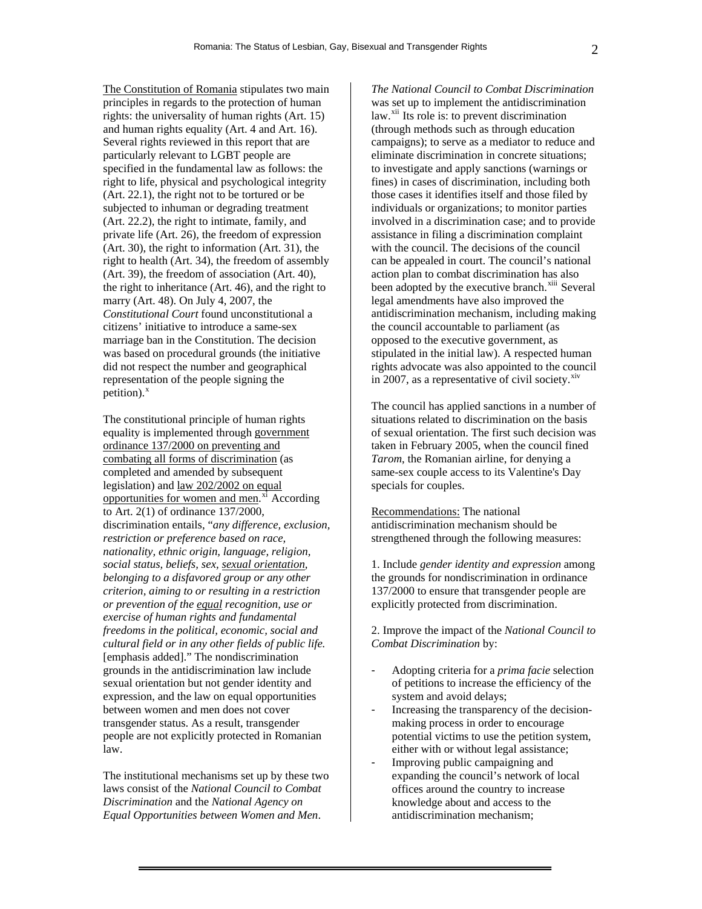The Constitution of Romania stipulates two main principles in regards to the protection of human rights: the universality of human rights (Art. 15) and human rights equality (Art. 4 and Art. 16). Several rights reviewed in this report that are particularly relevant to LGBT people are specified in the fundamental law as follows: the right to life, physical and psychological integrity (Art. 22.1), the right not to be tortured or be subjected to inhuman or degrading treatment (Art. 22.2), the right to intimate, family, and private life (Art. 26), the freedom of expression (Art. 30), the right to information (Art. 31), the right to health (Art. 34), the freedom of assembly (Art. 39), the freedom of association (Art. 40), the right to inheritance (Art. 46), and the right to marry (Art. 48). On July 4, 2007, the *Constitutional Court* found unconstitutional a citizens' initiative to introduce a same-sex marriage ban in the Constitution. The decision was based on procedural grounds (the initiative did not respect the number and geographical representation of the people signing the petition).[x]

The constitutional principle of human rights equality is implemented through government ordinance 137/2000 on preventing and combating all forms of discrimination (as completed and amended by subsequent legislation) and law 202/2002 on equal opportunities for women and men.[xi] According to Art. 2(1) of ordinance 137/2000, discrimination entails, "*any difference, exclusion, restriction or preference based on race, nationality, ethnic origin, language, religion, social status, beliefs, sex, sexual orientation, belonging to a disfavored group or any other criterion, aiming to or resulting in a restriction or prevention of the equal recognition, use or exercise of human rights and fundamental freedoms in the political, economic, social and cultural field or in any other fields of public life.* [emphasis added]." The nondiscrimination grounds in the antidiscrimination law include sexual orientation but not gender identity and expression, and the law on equal opportunities between women and men does not cover transgender status. As a result, transgender people are not explicitly protected in Romanian law.

The institutional mechanisms set up by these two laws consist of the *National Council to Combat Discrimination* and the *National Agency on Equal Opportunities between Women and Men*.

*The National Council to Combat Discrimination* was set up to implement the antidiscrimination law.[xii] Its role is: to prevent discrimination (through methods such as through education campaigns); to serve as a mediator to reduce and eliminate discrimination in concrete situations; to investigate and apply sanctions (warnings or fines) in cases of discrimination, including both those cases it identifies itself and those filed by individuals or organizations; to monitor parties involved in a discrimination case; and to provide assistance in filing a discrimination complaint with the council. The decisions of the council can be appealed in court. The council's national action plan to combat discrimination has also been adopted by the executive branch.[xiii] Several legal amendments have also improved the antidiscrimination mechanism, including making the council accountable to parliament (as opposed to the executive government, as stipulated in the initial law). A respected human rights advocate was also appointed to the council in 2007, as a representative of civil society.[xiv]

The council has applied sanctions in a number of situations related to discrimination on the basis of sexual orientation. The first such decision was taken in February 2005, when the council fined *Tarom*, the Romanian airline, for denying a same-sex couple access to its Valentine's Day specials for couples.

Recommendations: The national antidiscrimination mechanism should be strengthened through the following measures:

1. Include *gender identity and expression* among the grounds for nondiscrimination in ordinance 137/2000 to ensure that transgender people are explicitly protected from discrimination.

2. Improve the impact of the *National Council to Combat Discrimination* by:

- Adopting criteria for a *prima facie* selection of petitions to increase the efficiency of the system and avoid delays;
- Increasing the transparency of the decision-making process in order to encourage potential victims to use the petition system, either with or without legal assistance;
- Improving public campaigning and expanding the council's network of local offices around the country to increase knowledge about and access to the antidiscrimination mechanism;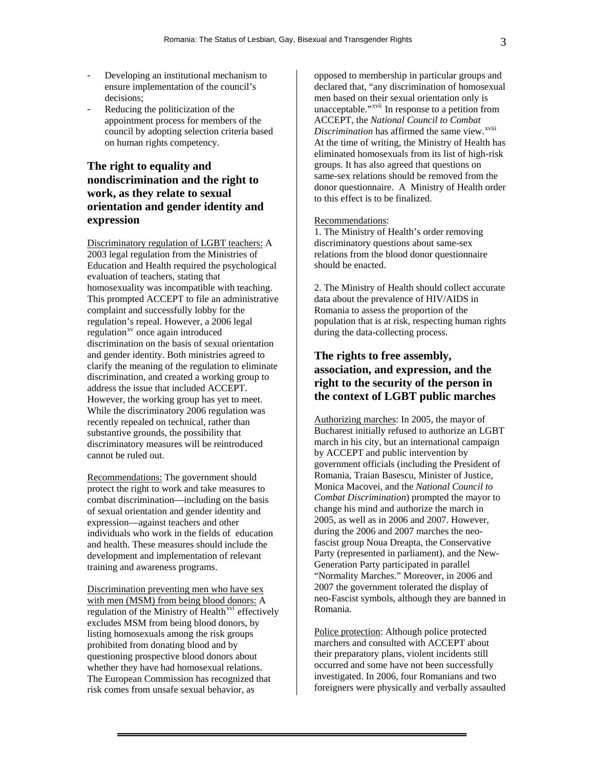- Developing an institutional mechanism to ensure implementation of the council's decisions;
- Reducing the politicization of the appointment process for members of the council by adopting selection criteria based on human rights competency.

## The right to equality and nondiscrimination and the right to work, as they relate to sexual orientation and gender identity and expression

Discriminatory regulation of LGBT teachers: A 2003 legal regulation from the Ministries of Education and Health required the psychological evaluation of teachers, stating that homosexuality was incompatible with teaching. This prompted ACCEPT to file an administrative complaint and successfully lobby for the regulation's repeal. However, a 2006 legal regulation[xv] once again introduced discrimination on the basis of sexual orientation and gender identity. Both ministries agreed to clarify the meaning of the regulation to eliminate discrimination, and created a working group to address the issue that included ACCEPT. However, the working group has yet to meet. While the discriminatory 2006 regulation was recently repealed on technical, rather than substantive grounds, the possibility that discriminatory measures will be reintroduced cannot be ruled out.

Recommendations: The government should protect the right to work and take measures to combat discrimination—including on the basis of sexual orientation and gender identity and expression—against teachers and other individuals who work in the fields of education and health. These measures should include the development and implementation of relevant training and awareness programs.

Discrimination preventing men who have sex with men (MSM) from being blood donors: A regulation of the Ministry of Health[xvi] effectively excludes MSM from being blood donors, by listing homosexuals among the risk groups prohibited from donating blood and by questioning prospective blood donors about whether they have had homosexual relations. The European Commission has recognized that risk comes from unsafe sexual behavior, as opposed to membership in particular groups and declared that, "any discrimination of homosexual men based on their sexual orientation only is unacceptable."[xvii] In response to a petition from ACCEPT, the *National Council to Combat Discrimination* has affirmed the same view.[xviii] At the time of writing, the Ministry of Health has eliminated homosexuals from its list of high-risk groups. It has also agreed that questions on same-sex relations should be removed from the donor questionnaire. A Ministry of Health order to this effect is to be finalized.

Recommendations:

1. The Ministry of Health's order removing discriminatory questions about same-sex relations from the blood donor questionnaire should be enacted.

2. The Ministry of Health should collect accurate data about the prevalence of HIV/AIDS in Romania to assess the proportion of the population that is at risk, respecting human rights during the data-collecting process.

## The rights to free assembly, association, and expression, and the right to the security of the person in the context of LGBT public marches

Authorizing marches: In 2005, the mayor of Bucharest initially refused to authorize an LGBT march in his city, but an international campaign by ACCEPT and public intervention by government officials (including the President of Romania, Traian Basescu, Minister of Justice, Monica Macovei, and the *National Council to Combat Discrimination*) prompted the mayor to change his mind and authorize the march in 2005, as well as in 2006 and 2007. However, during the 2006 and 2007 marches the neo-fascist group Noua Dreapta, the Conservative Party (represented in parliament), and the New-Generation Party participated in parallel "Normality Marches." Moreover, in 2006 and 2007 the government tolerated the display of neo-Fascist symbols, although they are banned in Romania.

Police protection: Although police protected marchers and consulted with ACCEPT about their preparatory plans, violent incidents still occurred and some have not been successfully investigated. In 2006, four Romanians and two foreigners were physically and verbally assaulted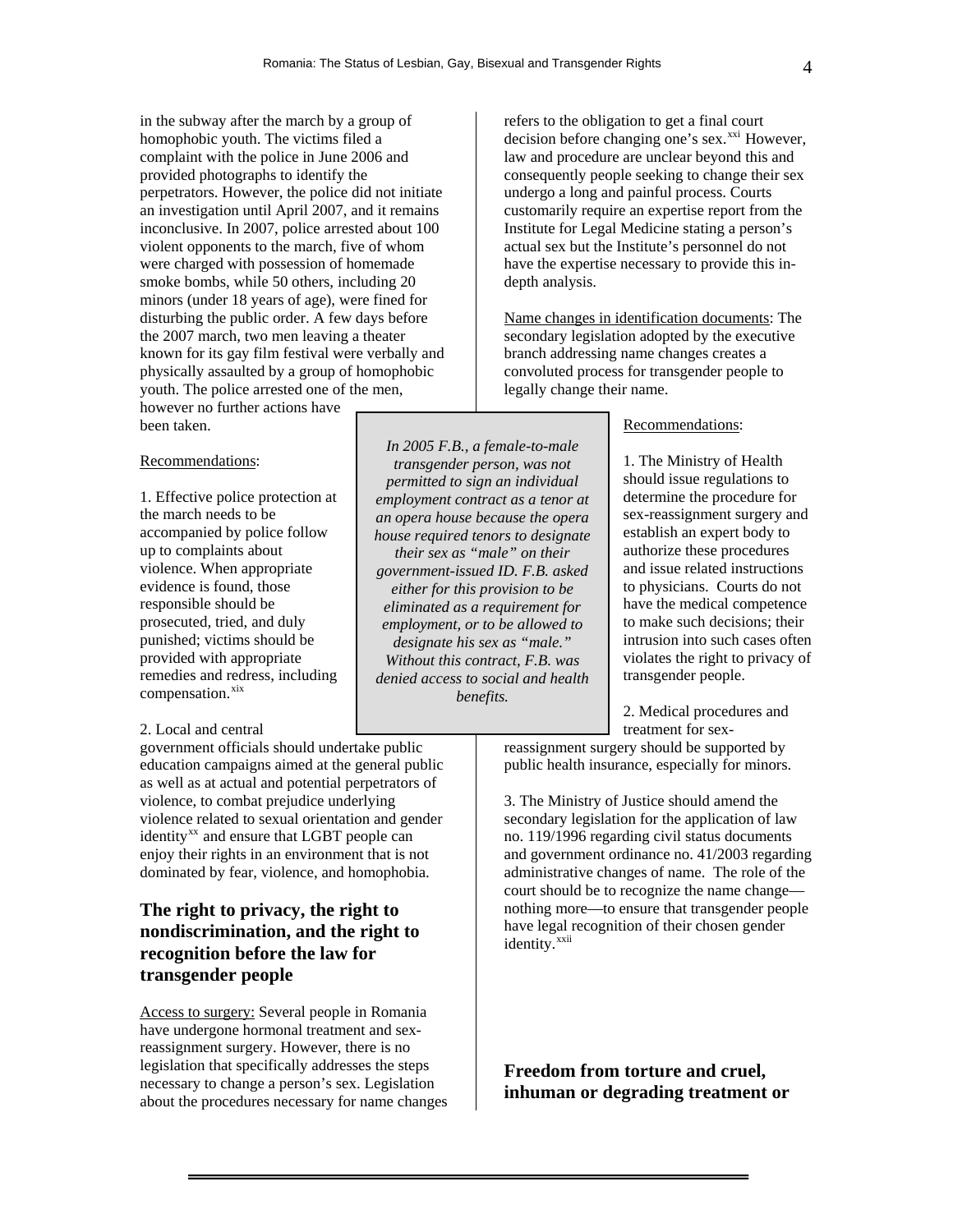in the subway after the march by a group of homophobic youth. The victims filed a complaint with the police in June 2006 and provided photographs to identify the perpetrators. However, the police did not initiate an investigation until April 2007, and it remains inconclusive. In 2007, police arrested about 100 violent opponents to the march, five of whom were charged with possession of homemade smoke bombs, while 50 others, including 20 minors (under 18 years of age), were fined for disturbing the public order. A few days before the 2007 march, two men leaving a theater known for its gay film festival were verbally and physically assaulted by a group of homophobic youth. The police arrested one of the men, however no further actions have been taken.

Recommendations:

1. Effective police protection at the march needs to be accompanied by police follow up to complaints about violence. When appropriate evidence is found, those responsible should be prosecuted, tried, and duly punished; victims should be provided with appropriate remedies and redress, including compensation.[xix]

2. Local and central government officials should undertake public education campaigns aimed at the general public as well as at actual and potential perpetrators of violence, to combat prejudice underlying violence related to sexual orientation and gender identity[xx] and ensure that LGBT people can enjoy their rights in an environment that is not dominated by fear, violence, and homophobia.

## The right to privacy, the right to nondiscrimination, and the right to recognition before the law for transgender people

Access to surgery: Several people in Romania have undergone hormonal treatment and sex-reassignment surgery. However, there is no legislation that specifically addresses the steps necessary to change a person's sex. Legislation about the procedures necessary for name changes refers to the obligation to get a final court decision before changing one's sex.[xxi] However, law and procedure are unclear beyond this and consequently people seeking to change their sex undergo a long and painful process. Courts customarily require an expertise report from the Institute for Legal Medicine stating a person's actual sex but the Institute's personnel do not have the expertise necessary to provide this in-depth analysis.

Name changes in identification documents: The secondary legislation adopted by the executive branch addressing name changes creates a convoluted process for transgender people to legally change their name.

*In 2005 F.B., a female-to-male transgender person, was not permitted to sign an individual employment contract as a tenor at an opera house because the opera house required tenors to designate their sex as "male" on their government-issued ID. F.B. asked either for this provision to be eliminated as a requirement for employment, or to be allowed to designate his sex as "male." Without this contract, F.B. was denied access to social and health benefits.*

Recommendations:

1. The Ministry of Health should issue regulations to determine the procedure for sex-reassignment surgery and establish an expert body to authorize these procedures and issue related instructions to physicians. Courts do not have the medical competence to make such decisions; their intrusion into such cases often violates the right to privacy of transgender people.

2. Medical procedures and treatment for sex-reassignment surgery should be supported by public health insurance, especially for minors.

3. The Ministry of Justice should amend the secondary legislation for the application of law no. 119/1996 regarding civil status documents and government ordinance no. 41/2003 regarding administrative changes of name. The role of the court should be to recognize the name change—nothing more—to ensure that transgender people have legal recognition of their chosen gender identity.[xxii]

## Freedom from torture and cruel, inhuman or degrading treatment or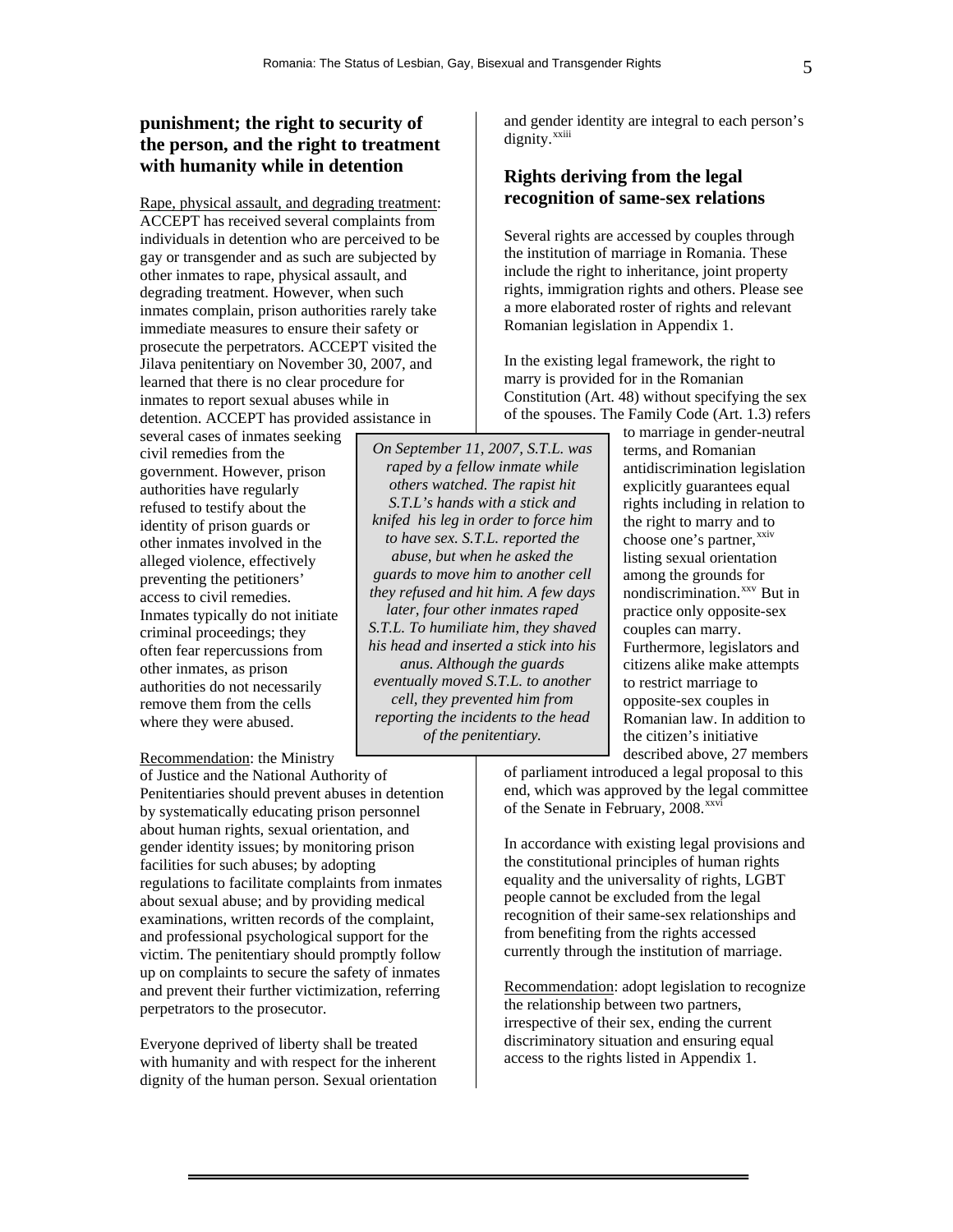**punishment; the right to security of the person, and the right to treatment with humanity while in detention**

Rape, physical assault, and degrading treatment: ACCEPT has received several complaints from individuals in detention who are perceived to be gay or transgender and as such are subjected by other inmates to rape, physical assault, and degrading treatment. However, when such inmates complain, prison authorities rarely take immediate measures to ensure their safety or prosecute the perpetrators. ACCEPT visited the Jilava penitentiary on November 30, 2007, and learned that there is no clear procedure for inmates to report sexual abuses while in detention. ACCEPT has provided assistance in several cases of inmates seeking civil remedies from the government. However, prison authorities have regularly refused to testify about the identity of prison guards or other inmates involved in the alleged violence, effectively preventing the petitioners' access to civil remedies. Inmates typically do not initiate criminal proceedings; they often fear repercussions from other inmates, as prison authorities do not necessarily remove them from the cells where they were abused.

*On September 11, 2007, S.T.L. was raped by a fellow inmate while others watched. The rapist hit S.T.L's hands with a stick and knifed his leg in order to force him to have sex. S.T.L. reported the abuse, but when he asked the guards to move him to another cell they refused and hit him. A few days later, four other inmates raped S.T.L. To humiliate him, they shaved his head and inserted a stick into his anus. Although the guards eventually moved S.T.L. to another cell, they prevented him from reporting the incidents to the head of the penitentiary.*

Recommendation: the Ministry of Justice and the National Authority of Penitentiaries should prevent abuses in detention by systematically educating prison personnel about human rights, sexual orientation, and gender identity issues; by monitoring prison facilities for such abuses; by adopting regulations to facilitate complaints from inmates about sexual abuse; and by providing medical examinations, written records of the complaint, and professional psychological support for the victim. The penitentiary should promptly follow up on complaints to secure the safety of inmates and prevent their further victimization, referring perpetrators to the prosecutor.

Everyone deprived of liberty shall be treated with humanity and with respect for the inherent dignity of the human person. Sexual orientation and gender identity are integral to each person's dignity.[xxiii]

## Rights deriving from the legal recognition of same-sex relations

Several rights are accessed by couples through the institution of marriage in Romania. These include the right to inheritance, joint property rights, immigration rights and others. Please see a more elaborated roster of rights and relevant Romanian legislation in Appendix 1.

In the existing legal framework, the right to marry is provided for in the Romanian Constitution (Art. 48) without specifying the sex of the spouses. The Family Code (Art. 1.3) refers to marriage in gender-neutral terms, and Romanian antidiscrimination legislation explicitly guarantees equal rights including in relation to the right to marry and to choose one's partner,[xxiv] listing sexual orientation among the grounds for nondiscrimination.[xxv] But in practice only opposite-sex couples can marry. Furthermore, legislators and citizens alike make attempts to restrict marriage to opposite-sex couples in Romanian law. In addition to the citizen's initiative described above, 27 members of parliament introduced a legal proposal to this end, which was approved by the legal committee of the Senate in February, 2008.[xxvi]

In accordance with existing legal provisions and the constitutional principles of human rights equality and the universality of rights, LGBT people cannot be excluded from the legal recognition of their same-sex relationships and from benefiting from the rights accessed currently through the institution of marriage.

Recommendation: adopt legislation to recognize the relationship between two partners, irrespective of their sex, ending the current discriminatory situation and ensuring equal access to the rights listed in Appendix 1.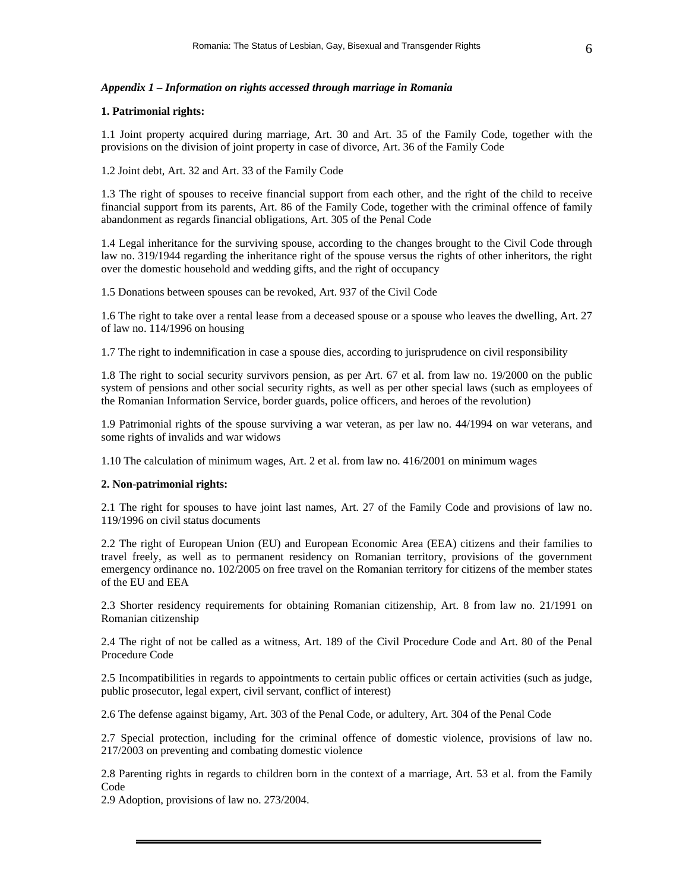*Appendix 1 – Information on rights accessed through marriage in Romania*

**1. Patrimonial rights:**

1.1 Joint property acquired during marriage, Art. 30 and Art. 35 of the Family Code, together with the provisions on the division of joint property in case of divorce, Art. 36 of the Family Code

1.2 Joint debt, Art. 32 and Art. 33 of the Family Code

1.3 The right of spouses to receive financial support from each other, and the right of the child to receive financial support from its parents, Art. 86 of the Family Code, together with the criminal offence of family abandonment as regards financial obligations, Art. 305 of the Penal Code

1.4 Legal inheritance for the surviving spouse, according to the changes brought to the Civil Code through law no. 319/1944 regarding the inheritance right of the spouse versus the rights of other inheritors, the right over the domestic household and wedding gifts, and the right of occupancy

1.5 Donations between spouses can be revoked, Art. 937 of the Civil Code

1.6 The right to take over a rental lease from a deceased spouse or a spouse who leaves the dwelling, Art. 27 of law no. 114/1996 on housing

1.7 The right to indemnification in case a spouse dies, according to jurisprudence on civil responsibility

1.8 The right to social security survivors pension, as per Art. 67 et al. from law no. 19/2000 on the public system of pensions and other social security rights, as well as per other special laws (such as employees of the Romanian Information Service, border guards, police officers, and heroes of the revolution)

1.9 Patrimonial rights of the spouse surviving a war veteran, as per law no. 44/1994 on war veterans, and some rights of invalids and war widows

1.10 The calculation of minimum wages, Art. 2 et al. from law no. 416/2001 on minimum wages

**2. Non-patrimonial rights:**

2.1 The right for spouses to have joint last names, Art. 27 of the Family Code and provisions of law no. 119/1996 on civil status documents

2.2 The right of European Union (EU) and European Economic Area (EEA) citizens and their families to travel freely, as well as to permanent residency on Romanian territory, provisions of the government emergency ordinance no. 102/2005 on free travel on the Romanian territory for citizens of the member states of the EU and EEA

2.3 Shorter residency requirements for obtaining Romanian citizenship, Art. 8 from law no. 21/1991 on Romanian citizenship

2.4 The right of not be called as a witness, Art. 189 of the Civil Procedure Code and Art. 80 of the Penal Procedure Code

2.5 Incompatibilities in regards to appointments to certain public offices or certain activities (such as judge, public prosecutor, legal expert, civil servant, conflict of interest)

2.6 The defense against bigamy, Art. 303 of the Penal Code, or adultery, Art. 304 of the Penal Code

2.7 Special protection, including for the criminal offence of domestic violence, provisions of law no. 217/2003 on preventing and combating domestic violence

2.8 Parenting rights in regards to children born in the context of a marriage, Art. 53 et al. from the Family Code

2.9 Adoption, provisions of law no. 273/2004.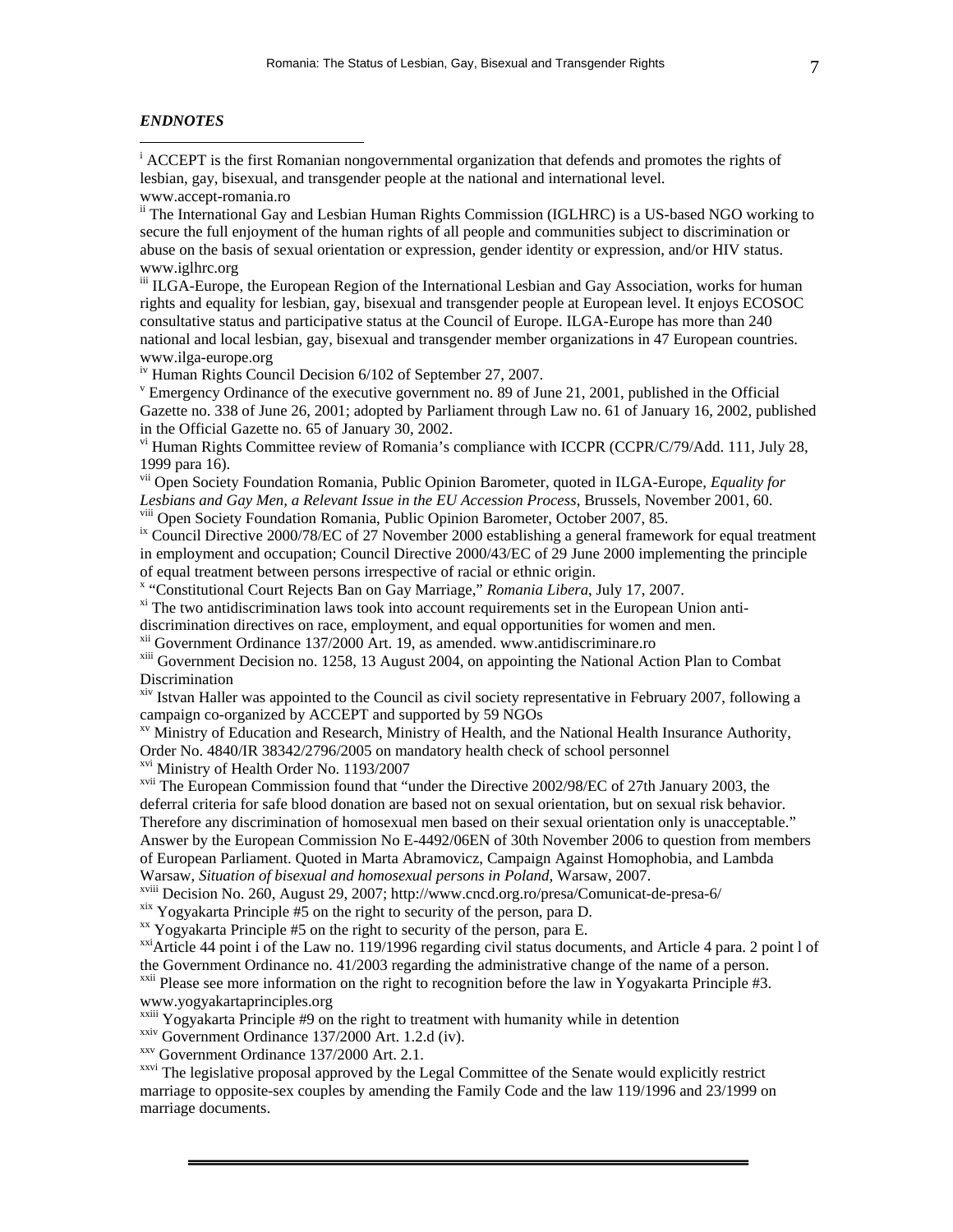***ENDNOTES***

[i] ACCEPT is the first Romanian nongovernmental organization that defends and promotes the rights of lesbian, gay, bisexual, and transgender people at the national and international level. www.accept-romania.ro

[ii] The International Gay and Lesbian Human Rights Commission (IGLHRC) is a US-based NGO working to secure the full enjoyment of the human rights of all people and communities subject to discrimination or abuse on the basis of sexual orientation or expression, gender identity or expression, and/or HIV status. www.iglhrc.org

[iii] ILGA-Europe, the European Region of the International Lesbian and Gay Association, works for human rights and equality for lesbian, gay, bisexual and transgender people at European level. It enjoys ECOSOC consultative status and participative status at the Council of Europe. ILGA-Europe has more than 240 national and local lesbian, gay, bisexual and transgender member organizations in 47 European countries. www.ilga-europe.org

[iv] Human Rights Council Decision 6/102 of September 27, 2007.

[v] Emergency Ordinance of the executive government no. 89 of June 21, 2001, published in the Official Gazette no. 338 of June 26, 2001; adopted by Parliament through Law no. 61 of January 16, 2002, published in the Official Gazette no. 65 of January 30, 2002.

[vi] Human Rights Committee review of Romania's compliance with ICCPR (CCPR/C/79/Add. 111, July 28, 1999 para 16).

[vii] Open Society Foundation Romania, Public Opinion Barometer, quoted in ILGA-Europe, *Equality for Lesbians and Gay Men, a Relevant Issue in the EU Accession Process*, Brussels, November 2001, 60.

[viii] Open Society Foundation Romania, Public Opinion Barometer, October 2007, 85.

[ix] Council Directive 2000/78/EC of 27 November 2000 establishing a general framework for equal treatment in employment and occupation; Council Directive 2000/43/EC of 29 June 2000 implementing the principle of equal treatment between persons irrespective of racial or ethnic origin.

[x] "Constitutional Court Rejects Ban on Gay Marriage," *Romania Libera*, July 17, 2007.

[xi] The two antidiscrimination laws took into account requirements set in the European Union anti-discrimination directives on race, employment, and equal opportunities for women and men.

[xii] Government Ordinance 137/2000 Art. 19, as amended. www.antidiscriminare.ro

[xiii] Government Decision no. 1258, 13 August 2004, on appointing the National Action Plan to Combat Discrimination

[xiv] Istvan Haller was appointed to the Council as civil society representative in February 2007, following a campaign co-organized by ACCEPT and supported by 59 NGOs

[xv] Ministry of Education and Research, Ministry of Health, and the National Health Insurance Authority, Order No. 4840/IR 38342/2796/2005 on mandatory health check of school personnel

[xvi] Ministry of Health Order No. 1193/2007

[xvii] The European Commission found that "under the Directive 2002/98/EC of 27th January 2003, the deferral criteria for safe blood donation are based not on sexual orientation, but on sexual risk behavior. Therefore any discrimination of homosexual men based on their sexual orientation only is unacceptable." Answer by the European Commission No E-4492/06EN of 30th November 2006 to question from members of European Parliament. Quoted in Marta Abramovicz, Campaign Against Homophobia, and Lambda Warsaw, *Situation of bisexual and homosexual persons in Poland*, Warsaw, 2007.

[xviii] Decision No. 260, August 29, 2007; http://www.cncd.org.ro/presa/Comunicat-de-presa-6/

[xix] Yogyakarta Principle #5 on the right to security of the person, para D.

[xx] Yogyakarta Principle #5 on the right to security of the person, para E.

[xxi] Article 44 point i of the Law no. 119/1996 regarding civil status documents, and Article 4 para. 2 point l of the Government Ordinance no. 41/2003 regarding the administrative change of the name of a person.

[xxii] Please see more information on the right to recognition before the law in Yogyakarta Principle #3. www.yogyakartaprinciples.org

[xxiii] Yogyakarta Principle #9 on the right to treatment with humanity while in detention

[xxiv] Government Ordinance 137/2000 Art. 1.2.d (iv).

[xxv] Government Ordinance 137/2000 Art. 2.1.

[xxvi] The legislative proposal approved by the Legal Committee of the Senate would explicitly restrict marriage to opposite-sex couples by amending the Family Code and the law 119/1996 and 23/1999 on marriage documents.